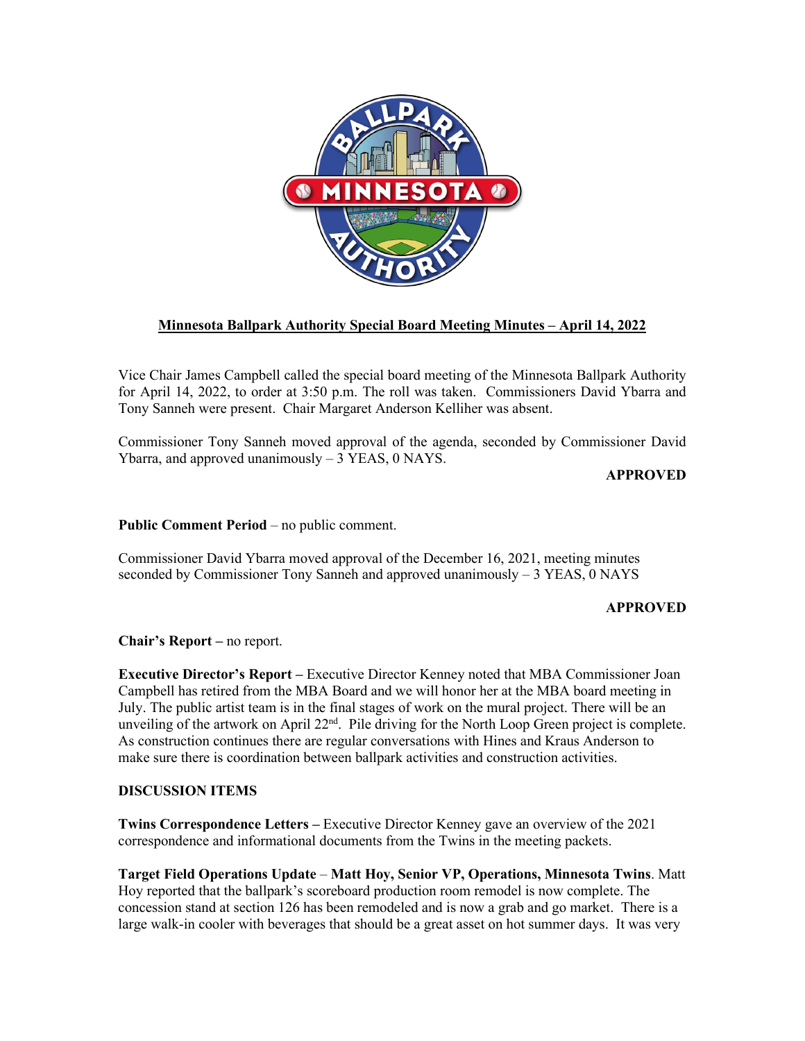## Minnesota Ballpark Authority Special Board Meeting Minutes – April 14, 2022

Vice Chair James Campbell called the special board meeting of the Minnesota Ballpark Authority for April 14, 2022, to order at 3:50 p.m. The roll was taken. Commissioners David Ybarra and Tony Sanneh were present. Chair Margaret Anderson Kelliher was absent.

Commissioner Tony Sanneh moved approval of the agenda, seconded by Commissioner David Ybarra, and approved unanimously – 3 YEAS, 0 NAYS.

**APPROVED**

**Public Comment Period** – no public comment.

Commissioner David Ybarra moved approval of the December 16, 2021, meeting minutes seconded by Commissioner Tony Sanneh and approved unanimously – 3 YEAS, 0 NAYS

**APPROVED**

**Chair's Report –** no report.

**Executive Director's Report –** Executive Director Kenney noted that MBA Commissioner Joan Campbell has retired from the MBA Board and we will honor her at the MBA board meeting in July. The public artist team is in the final stages of work on the mural project. There will be an unveiling of the artwork on April 22nd. Pile driving for the North Loop Green project is complete. As construction continues there are regular conversations with Hines and Kraus Anderson to make sure there is coordination between ballpark activities and construction activities.

**DISCUSSION ITEMS**

**Twins Correspondence Letters –** Executive Director Kenney gave an overview of the 2021 correspondence and informational documents from the Twins in the meeting packets.

**Target Field Operations Update** – **Matt Hoy, Senior VP, Operations, Minnesota Twins**. Matt Hoy reported that the ballpark's scoreboard production room remodel is now complete. The concession stand at section 126 has been remodeled and is now a grab and go market. There is a large walk-in cooler with beverages that should be a great asset on hot summer days. It was very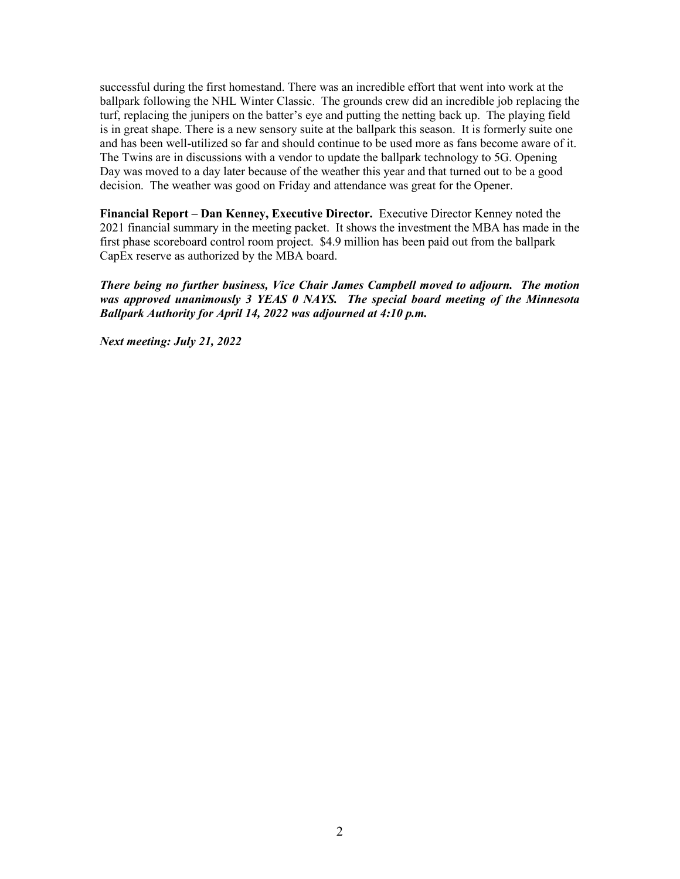successful during the first homestand. There was an incredible effort that went into work at the ballpark following the NHL Winter Classic. The grounds crew did an incredible job replacing the turf, replacing the junipers on the batter's eye and putting the netting back up. The playing field is in great shape. There is a new sensory suite at the ballpark this season. It is formerly suite one and has been well-utilized so far and should continue to be used more as fans become aware of it. The Twins are in discussions with a vendor to update the ballpark technology to 5G. Opening Day was moved to a day later because of the weather this year and that turned out to be a good decision. The weather was good on Friday and attendance was great for the Opener.

**Financial Report – Dan Kenney, Executive Director.** Executive Director Kenney noted the 2021 financial summary in the meeting packet. It shows the investment the MBA has made in the first phase scoreboard control room project. $4.9 million has been paid out from the ballpark CapEx reserve as authorized by the MBA board.

***There being no further business, Vice Chair James Campbell moved to adjourn. The motion was approved unanimously 3 YEAS 0 NAYS. The special board meeting of the Minnesota Ballpark Authority for April 14, 2022 was adjourned at 4:10 p.m.***

***Next meeting: July 21, 2022***